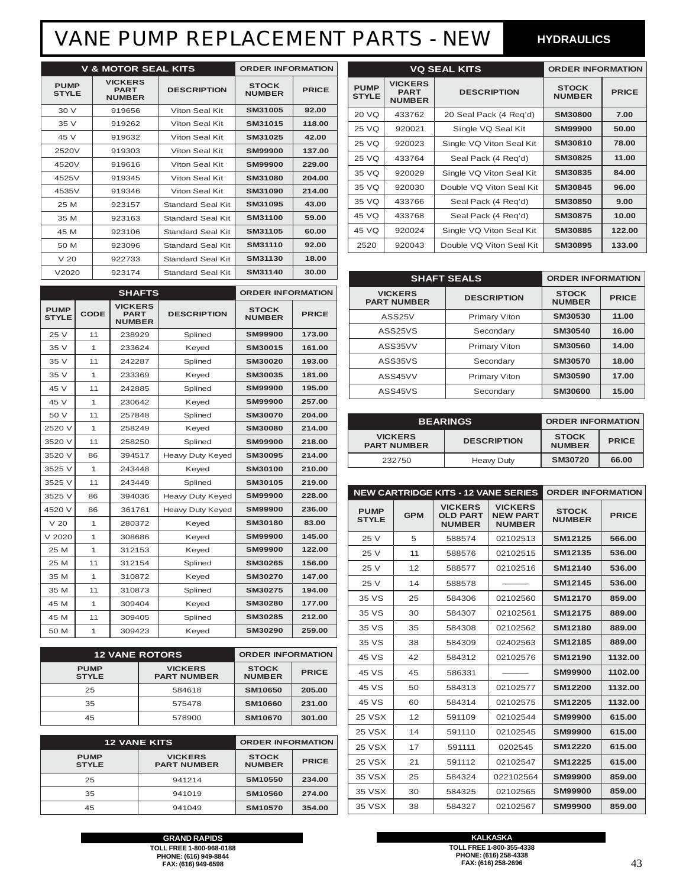# VANE PUMP REPLACEMENT PARTS - NEW

**HYDRAULICS**

| V & MOTOR SEAL KITS | | | ORDER INFORMATION | |
|---|---|---|---|---|
| PUMP STYLE | VICKERS PART NUMBER | DESCRIPTION | STOCK NUMBER | PRICE |
| 30 V | 919656 | Viton Seal Kit | SM31005 | 92.00 |
| 35 V | 919262 | Viton Seal Kit | SM31015 | 118.00 |
| 45 V | 919632 | Viton Seal Kit | SM31025 | 42.00 |
| 2520V | 919303 | Viton Seal Kit | SM99900 | 137.00 |
| 4520V | 919616 | Viton Seal Kit | SM99900 | 229.00 |
| 4525V | 919345 | Viton Seal Kit | SM31080 | 204.00 |
| 4535V | 919346 | Viton Seal Kit | SM31090 | 214.00 |
| 25 M | 923157 | Standard Seal Kit | SM31095 | 43.00 |
| 35 M | 923163 | Standard Seal Kit | SM31100 | 59.00 |
| 45 M | 923106 | Standard Seal Kit | SM31105 | 60.00 |
| 50 M | 923096 | Standard Seal Kit | SM31110 | 92.00 |
| V 20 | 922733 | Standard Seal Kit | SM31130 | 18.00 |
| V2020 | 923174 | Standard Seal Kit | SM31140 | 30.00 |

| SHAFTS | | | | ORDER INFORMATION | |
|---|---|---|---|---|---|
| PUMP STYLE | CODE | VICKERS PART NUMBER | DESCRIPTION | STOCK NUMBER | PRICE |
| 25 V | 11 | 238929 | Splined | SM99900 | 173.00 |
| 35 V | 1 | 233624 | Keyed | SM30015 | 161.00 |
| 35 V | 11 | 242287 | Splined | SM30020 | 193.00 |
| 35 V | 1 | 233369 | Keyed | SM30035 | 181.00 |
| 45 V | 11 | 242885 | Splined | SM99900 | 195.00 |
| 45 V | 1 | 230642 | Keyed | SM99900 | 257.00 |
| 50 V | 11 | 257848 | Splined | SM30070 | 204.00 |
| 2520 V | 1 | 258249 | Keyed | SM30080 | 214.00 |
| 3520 V | 11 | 258250 | Splined | SM99900 | 218.00 |
| 3520 V | 86 | 394517 | Heavy Duty Keyed | SM30095 | 214.00 |
| 3525 V | 1 | 243448 | Keyed | SM30100 | 210.00 |
| 3525 V | 11 | 243449 | Splined | SM30105 | 219.00 |
| 3525 V | 86 | 394036 | Heavy Duty Keyed | SM99900 | 228.00 |
| 4520 V | 86 | 361761 | Heavy Duty Keyed | SM99900 | 236.00 |
| V 20 | 1 | 280372 | Keyed | SM30180 | 83.00 |
| V 2020 | 1 | 308686 | Keyed | SM99900 | 145.00 |
| 25 M | 1 | 312153 | Keyed | SM99900 | 122.00 |
| 25 M | 11 | 312154 | Splined | SM30265 | 156.00 |
| 35 M | 1 | 310872 | Keyed | SM30270 | 147.00 |
| 35 M | 11 | 310873 | Splined | SM30275 | 194.00 |
| 45 M | 1 | 309404 | Keyed | SM30280 | 177.00 |
| 45 M | 11 | 309405 | Splined | SM30285 | 212.00 |
| 50 M | 1 | 309423 | Keyed | SM30290 | 259.00 |

| 12 VANE ROTORS | | ORDER INFORMATION | |
|---|---|---|---|
| PUMP STYLE | VICKERS PART NUMBER | STOCK NUMBER | PRICE |
| 25 | 584618 | SM10650 | 205.00 |
| 35 | 575478 | SM10660 | 231.00 |
| 45 | 578900 | SM10670 | 301.00 |

| 12 VANE KITS | | ORDER INFORMATION | |
|---|---|---|---|
| PUMP STYLE | VICKERS PART NUMBER | STOCK NUMBER | PRICE |
| 25 | 941214 | SM10550 | 234.00 |
| 35 | 941019 | SM10560 | 274.00 |
| 45 | 941049 | SM10570 | 354.00 |

| VQ SEAL KITS | | | ORDER INFORMATION | |
|---|---|---|---|---|
| PUMP STYLE | VICKERS PART NUMBER | DESCRIPTION | STOCK NUMBER | PRICE |
| 20 VQ | 433762 | 20 Seal Pack (4 Req'd) | SM30800 | 7.00 |
| 25 VQ | 920021 | Single VQ Seal Kit | SM99900 | 50.00 |
| 25 VQ | 920023 | Single VQ Viton Seal Kit | SM30810 | 78.00 |
| 25 VQ | 433764 | Seal Pack (4 Req'd) | SM30825 | 11.00 |
| 35 VQ | 920029 | Single VQ Viton Seal Kit | SM30835 | 84.00 |
| 35 VQ | 920030 | Double VQ Viton Seal Kit | SM30845 | 96.00 |
| 35 VQ | 433766 | Seal Pack (4 Req'd) | SM30850 | 9.00 |
| 45 VQ | 433768 | Seal Pack (4 Req'd) | SM30875 | 10.00 |
| 45 VQ | 920024 | Single VQ Viton Seal Kit | SM30885 | 122.00 |
| 2520 | 920043 | Double VQ Viton Seal Kit | SM30895 | 133.00 |

| SHAFT SEALS | | ORDER INFORMATION | |
|---|---|---|---|
| VICKERS PART NUMBER | DESCRIPTION | STOCK NUMBER | PRICE |
| ASS25V | Primary Viton | SM30530 | 11.00 |
| ASS25VS | Secondary | SM30540 | 16.00 |
| ASS35VV | Primary Viton | SM30560 | 14.00 |
| ASS35VS | Secondary | SM30570 | 18.00 |
| ASS45VV | Primary Viton | SM30590 | 17.00 |
| ASS45VS | Secondary | SM30600 | 15.00 |

| BEARINGS | | ORDER INFORMATION | |
|---|---|---|---|
| VICKERS PART NUMBER | DESCRIPTION | STOCK NUMBER | PRICE |
| 232750 | Heavy Duty | SM30720 | 66.00 |

| NEW CARTRIDGE KITS - 12 VANE SERIES | | | | ORDER INFORMATION | |
|---|---|---|---|---|---|
| PUMP STYLE | GPM | VICKERS OLD PART NUMBER | VICKERS NEW PART NUMBER | STOCK NUMBER | PRICE |
| 25 V | 5 | 588574 | 02102513 | SM12125 | 566.00 |
| 25 V | 11 | 588576 | 02102515 | SM12135 | 536.00 |
| 25 V | 12 | 588577 | 02102516 | SM12140 | 536.00 |
| 25 V | 14 | 588578 | ——— | SM12145 | 536.00 |
| 35 VS | 25 | 584306 | 02102560 | SM12170 | 859.00 |
| 35 VS | 30 | 584307 | 02102561 | SM12175 | 889.00 |
| 35 VS | 35 | 584308 | 02102562 | SM12180 | 889.00 |
| 35 VS | 38 | 584309 | 02402563 | SM12185 | 889.00 |
| 45 VS | 42 | 584312 | 02102576 | SM12190 | 1132.00 |
| 45 VS | 45 | 586331 | ——— | SM99900 | 1102.00 |
| 45 VS | 50 | 584313 | 02102577 | SM12200 | 1132.00 |
| 45 VS | 60 | 584314 | 02102575 | SM12205 | 1132.00 |
| 25 VSX | 12 | 591109 | 02102544 | SM99900 | 615.00 |
| 25 VSX | 14 | 591110 | 02102545 | SM99900 | 615.00 |
| 25 VSX | 17 | 591111 | 0202545 | SM12220 | 615.00 |
| 25 VSX | 21 | 591112 | 02102547 | SM12225 | 615.00 |
| 35 VSX | 25 | 584324 | 022102564 | SM99900 | 859.00 |
| 35 VSX | 30 | 584325 | 02102565 | SM99900 | 859.00 |
| 35 VSX | 38 | 584327 | 02102567 | SM99900 | 859.00 |

**GRAND RAPIDS**
TOLL FREE 1-800-968-0188
PHONE: (616) 949-8844
FAX: (616) 949-6598

**KALKASKA**
TOLL FREE 1-800-355-4338
PHONE: (616) 258-4338
FAX: (616) 258-2696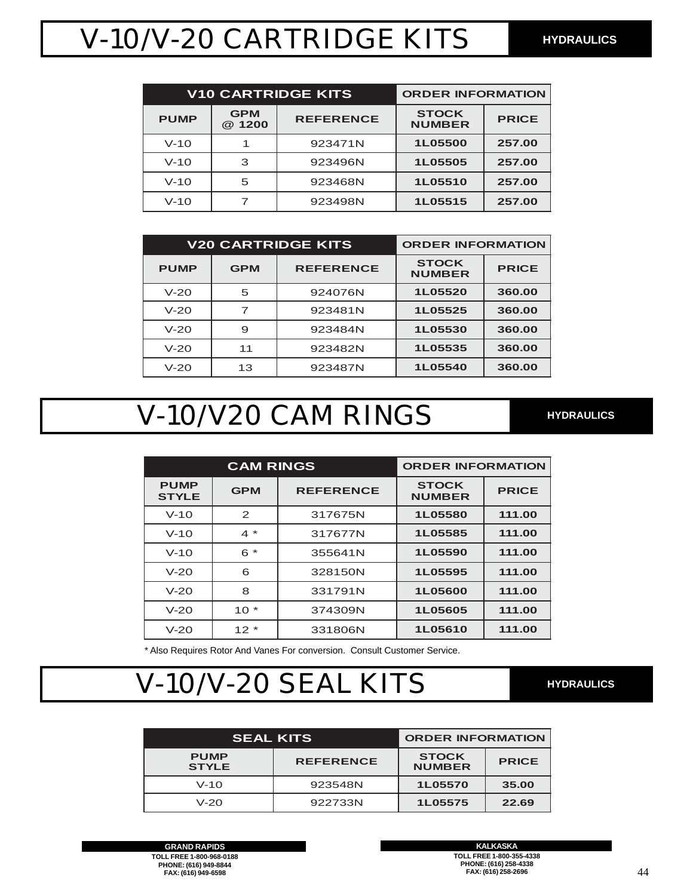# V-10/V-20 CARTRIDGE KITS

**HYDRAULICS**

| V10 CARTRIDGE KITS | | | ORDER INFORMATION | |
|---|---|---|---|---|
| PUMP | GPM @ 1200 | REFERENCE | STOCK NUMBER | PRICE |
| V-10 | 1 | 923471N | 1L05500 | 257.00 |
| V-10 | 3 | 923496N | 1L05505 | 257.00 |
| V-10 | 5 | 923468N | 1L05510 | 257.00 |
| V-10 | 7 | 923498N | 1L05515 | 257.00 |

| V20 CARTRIDGE KITS | | | ORDER INFORMATION | |
|---|---|---|---|---|
| PUMP | GPM | REFERENCE | STOCK NUMBER | PRICE |
| V-20 | 5 | 924076N | 1L05520 | 360.00 |
| V-20 | 7 | 923481N | 1L05525 | 360.00 |
| V-20 | 9 | 923484N | 1L05530 | 360.00 |
| V-20 | 11 | 923482N | 1L05535 | 360.00 |
| V-20 | 13 | 923487N | 1L05540 | 360.00 |

# V-10/V20 CAM RINGS

**HYDRAULICS**

| CAM RINGS | | | ORDER INFORMATION | |
|---|---|---|---|---|
| PUMP STYLE | GPM | REFERENCE | STOCK NUMBER | PRICE |
| V-10 | 2 | 317675N | 1L05580 | 111.00 |
| V-10 | 4 * | 317677N | 1L05585 | 111.00 |
| V-10 | 6 * | 355641N | 1L05590 | 111.00 |
| V-20 | 6 | 328150N | 1L05595 | 111.00 |
| V-20 | 8 | 331791N | 1L05600 | 111.00 |
| V-20 | 10 * | 374309N | 1L05605 | 111.00 |
| V-20 | 12 * | 331806N | 1L05610 | 111.00 |

* Also Requires Rotor And Vanes For conversion. Consult Customer Service.

# V-10/V-20 SEAL KITS

**HYDRAULICS**

| SEAL KITS | | ORDER INFORMATION | |
|---|---|---|---|
| PUMP STYLE | REFERENCE | STOCK NUMBER | PRICE |
| V-10 | 923548N | 1L05570 | 35.00 |
| V-20 | 922733N | 1L05575 | 22.69 |

**GRAND RAPIDS**
TOLL FREE 1-800-968-0188
PHONE: (616) 949-8844
FAX: (616) 949-6598

**KALKASKA**
TOLL FREE 1-800-355-4338
PHONE: (616) 258-4338
FAX: (616) 258-2696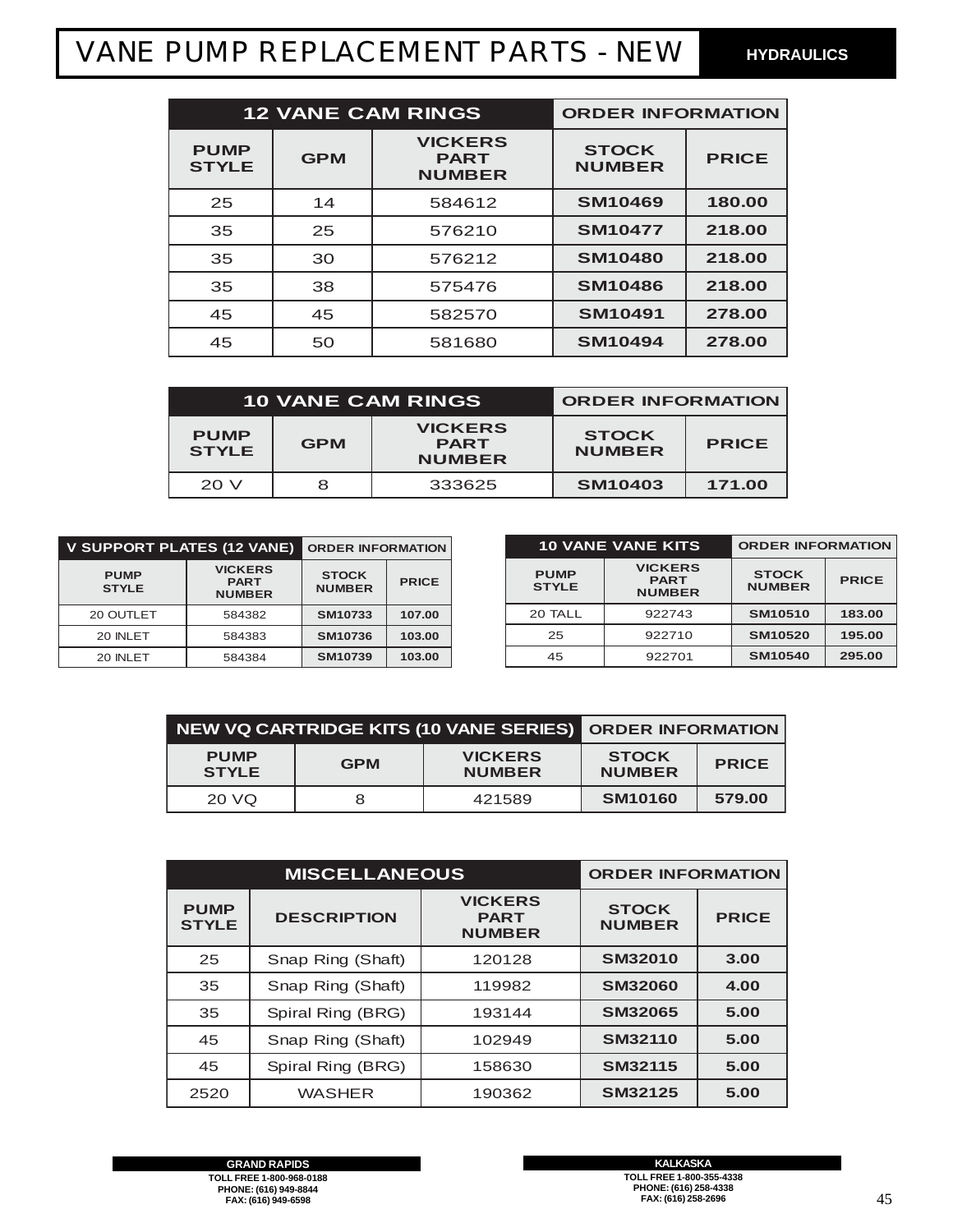# VANE PUMP REPLACEMENT PARTS - NEW

**HYDRAULICS**

| 12 VANE CAM RINGS | | | ORDER INFORMATION | |
|---|---|---|---|---|
| **PUMP STYLE** | **GPM** | **VICKERS PART NUMBER** | **STOCK NUMBER** | **PRICE** |
| 25 | 14 | 584612 | **SM10469** | **180.00** |
| 35 | 25 | 576210 | **SM10477** | **218.00** |
| 35 | 30 | 576212 | **SM10480** | **218.00** |
| 35 | 38 | 575476 | **SM10486** | **218.00** |
| 45 | 45 | 582570 | **SM10491** | **278.00** |
| 45 | 50 | 581680 | **SM10494** | **278.00** |

| 10 VANE CAM RINGS | | | ORDER INFORMATION | |
|---|---|---|---|---|
| **PUMP STYLE** | **GPM** | **VICKERS PART NUMBER** | **STOCK NUMBER** | **PRICE** |
| 20 V | 8 | 333625 | **SM10403** | **171.00** |

| V SUPPORT PLATES (12 VANE) | | ORDER INFORMATION | |
|---|---|---|---|
| **PUMP STYLE** | **VICKERS PART NUMBER** | **STOCK NUMBER** | **PRICE** |
| 20 OUTLET | 584382 | **SM10733** | **107.00** |
| 20 INLET | 584383 | **SM10736** | **103.00** |
| 20 INLET | 584384 | **SM10739** | **103.00** |

| 10 VANE VANE KITS | | ORDER INFORMATION | |
|---|---|---|---|
| **PUMP STYLE** | **VICKERS PART NUMBER** | **STOCK NUMBER** | **PRICE** |
| 20 TALL | 922743 | **SM10510** | **183.00** |
| 25 | 922710 | **SM10520** | **195.00** |
| 45 | 922701 | **SM10540** | **295.00** |

| NEW VQ CARTRIDGE KITS (10 VANE SERIES) | | | ORDER INFORMATION | |
|---|---|---|---|---|
| **PUMP STYLE** | **GPM** | **VICKERS NUMBER** | **STOCK NUMBER** | **PRICE** |
| 20 VQ | 8 | 421589 | **SM10160** | **579.00** |

| MISCELLANEOUS | | | ORDER INFORMATION | |
|---|---|---|---|---|
| **PUMP STYLE** | **DESCRIPTION** | **VICKERS PART NUMBER** | **STOCK NUMBER** | **PRICE** |
| 25 | Snap Ring (Shaft) | 120128 | **SM32010** | **3.00** |
| 35 | Snap Ring (Shaft) | 119982 | **SM32060** | **4.00** |
| 35 | Spiral Ring (BRG) | 193144 | **SM32065** | **5.00** |
| 45 | Snap Ring (Shaft) | 102949 | **SM32110** | **5.00** |
| 45 | Spiral Ring (BRG) | 158630 | **SM32115** | **5.00** |
| 2520 | WASHER | 190362 | **SM32125** | **5.00** |

**GRAND RAPIDS**
TOLL FREE 1-800-968-0188
PHONE: (616) 949-8844
FAX: (616) 949-6598

**KALKASKA**
TOLL FREE 1-800-355-4338
PHONE: (616) 258-4338
FAX: (616) 258-2696